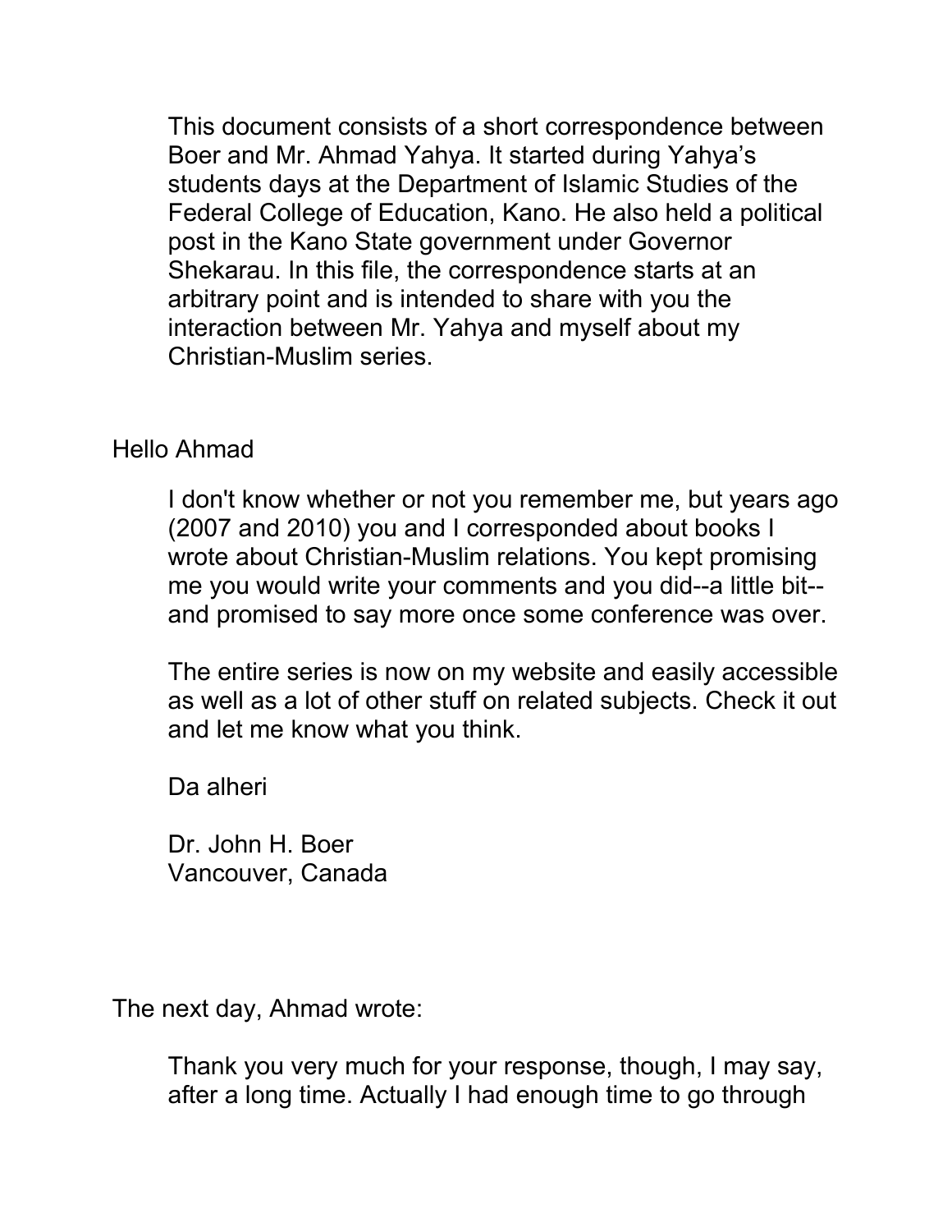This document consists of a short correspondence between Boer and Mr. Ahmad Yahya. It started during Yahya's students days at the Department of Islamic Studies of the Federal College of Education, Kano. He also held a political post in the Kano State government under Governor Shekarau. In this file, the correspondence starts at an arbitrary point and is intended to share with you the interaction between Mr. Yahya and myself about my Christian-Muslim series.

Hello Ahmad

I don't know whether or not you remember me, but years ago (2007 and 2010) you and I corresponded about books I wrote about Christian-Muslim relations. You kept promising me you would write your comments and you did--a little bit--and promised to say more once some conference was over.

The entire series is now on my website and easily accessible as well as a lot of other stuff on related subjects. Check it out and let me know what you think.

Da alheri

Dr. John H. Boer
Vancouver, Canada

The next day, Ahmad wrote:

Thank you very much for your response, though, I may say, after a long time. Actually I had enough time to go through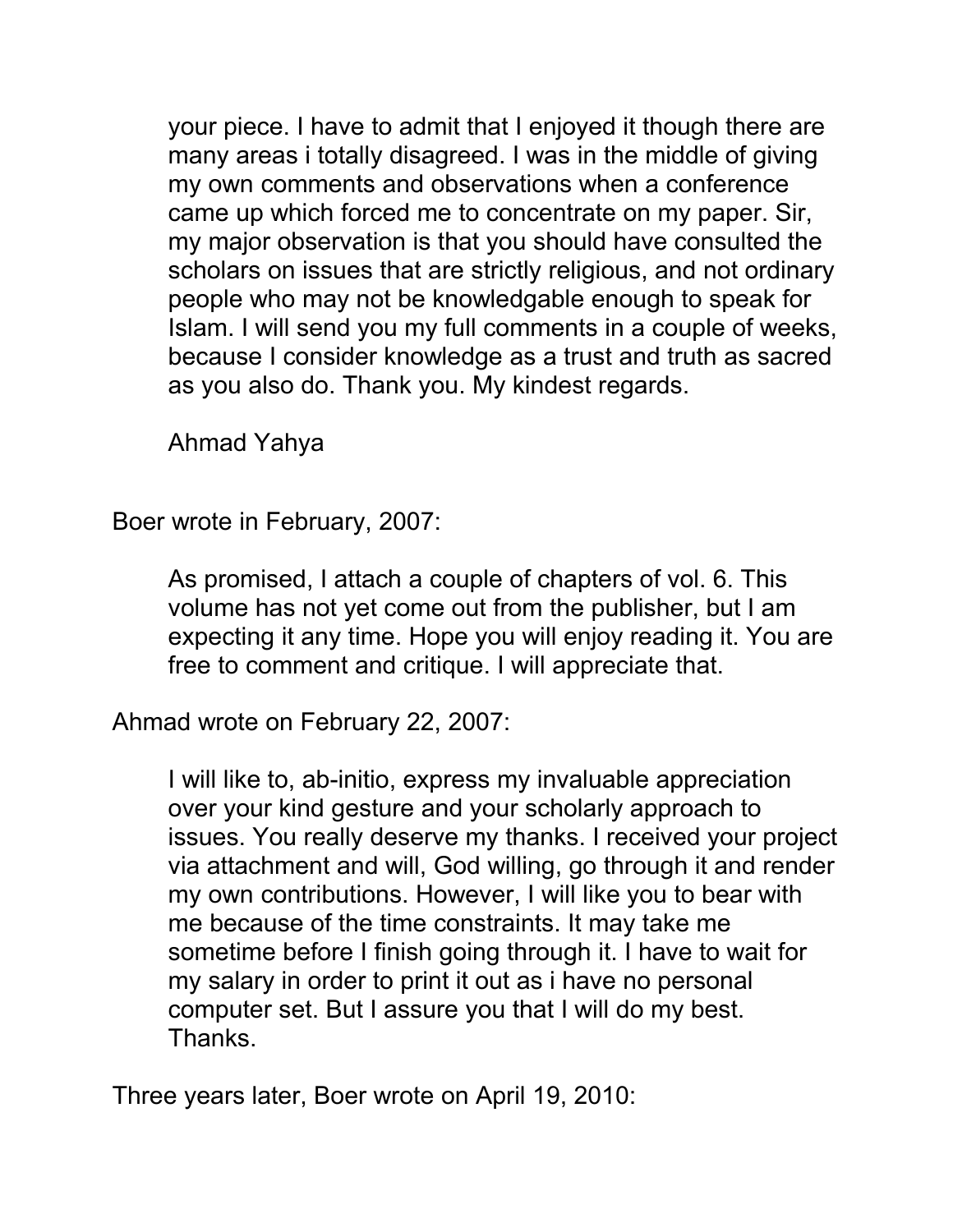> your piece. I have to admit that I enjoyed it though there are many areas i totally disagreed. I was in the middle of giving my own comments and observations when a conference came up which forced me to concentrate on my paper. Sir, my major observation is that you should have consulted the scholars on issues that are strictly religious, and not ordinary people who may not be knowledgable enough to speak for Islam. I will send you my full comments in a couple of weeks, because I consider knowledge as a trust and truth as sacred as you also do. Thank you. My kindest regards.
>
> Ahmad Yahya

Boer wrote in February, 2007:

> As promised, I attach a couple of chapters of vol. 6. This volume has not yet come out from the publisher, but I am expecting it any time. Hope you will enjoy reading it. You are free to comment and critique. I will appreciate that.

Ahmad wrote on February 22, 2007:

> I will like to, ab-initio, express my invaluable appreciation over your kind gesture and your scholarly approach to issues. You really deserve my thanks. I received your project via attachment and will, God willing, go through it and render my own contributions. However, I will like you to bear with me because of the time constraints. It may take me sometime before I finish going through it. I have to wait for my salary in order to print it out as i have no personal computer set. But I assure you that I will do my best. Thanks.

Three years later, Boer wrote on April 19, 2010: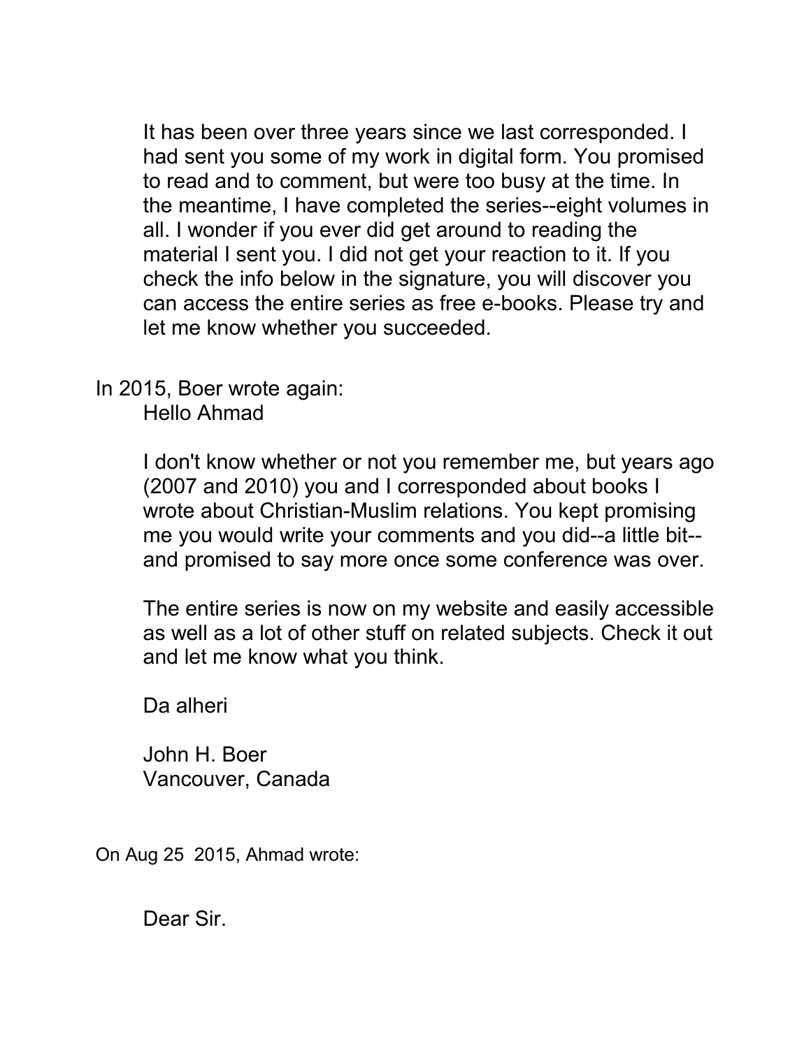It has been over three years since we last corresponded. I had sent you some of my work in digital form. You promised to read and to comment, but were too busy at the time. In the meantime, I have completed the series--eight volumes in all. I wonder if you ever did get around to reading the material I sent you. I did not get your reaction to it. If you check the info below in the signature, you will discover you can access the entire series as free e-books. Please try and let me know whether you succeeded.

In 2015, Boer wrote again:

Hello Ahmad

I don't know whether or not you remember me, but years ago (2007 and 2010) you and I corresponded about books I wrote about Christian-Muslim relations. You kept promising me you would write your comments and you did--a little bit--and promised to say more once some conference was over.

The entire series is now on my website and easily accessible as well as a lot of other stuff on related subjects. Check it out and let me know what you think.

Da alheri

John H. Boer
Vancouver, Canada

On Aug 25 2015, Ahmad wrote:

Dear Sir.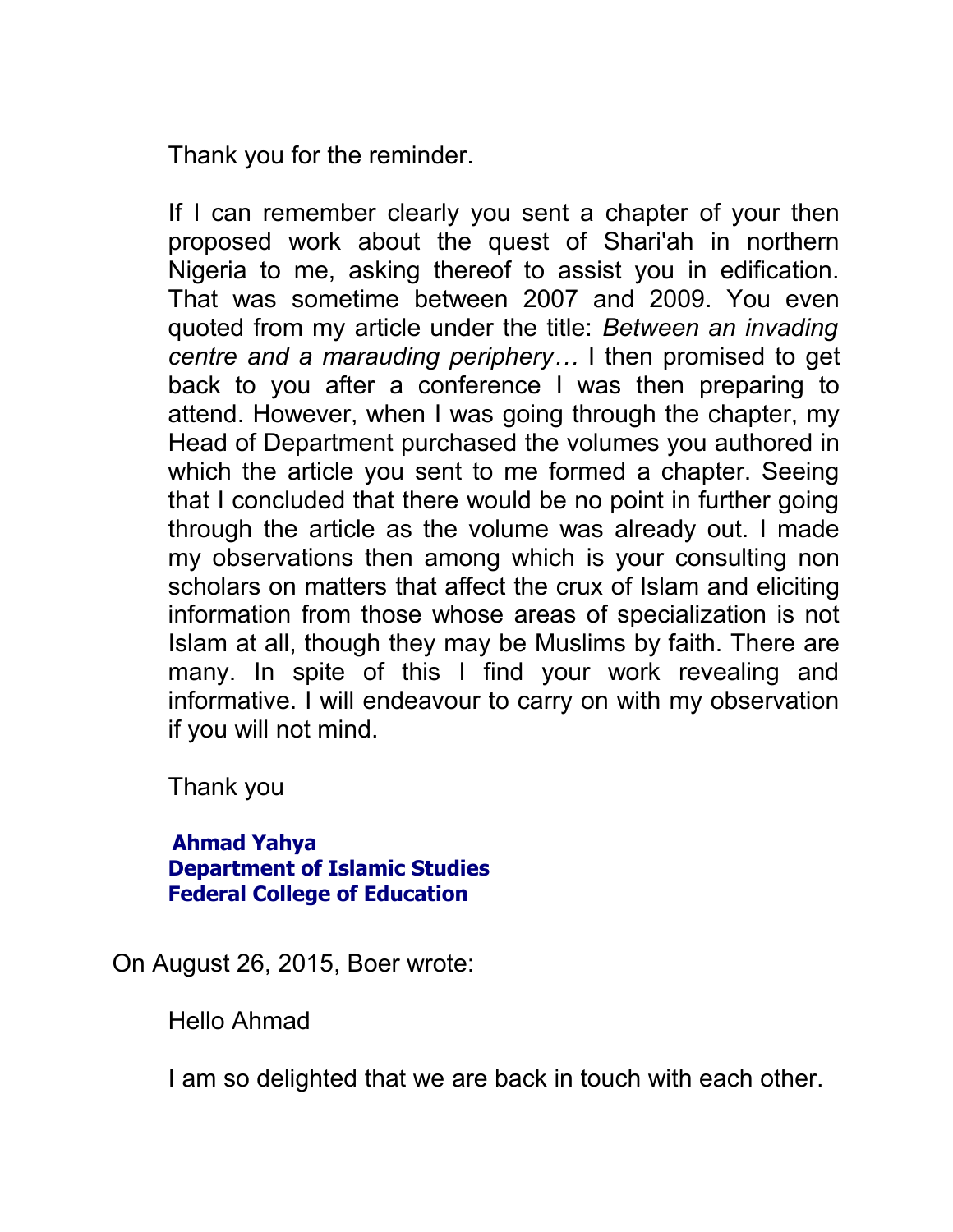Thank you for the reminder.

If I can remember clearly you sent a chapter of your then proposed work about the quest of Shari'ah in northern Nigeria to me, asking thereof to assist you in edification. That was sometime between 2007 and 2009. You even quoted from my article under the title: *Between an invading centre and a marauding periphery…* I then promised to get back to you after a conference I was then preparing to attend. However, when I was going through the chapter, my Head of Department purchased the volumes you authored in which the article you sent to me formed a chapter. Seeing that I concluded that there would be no point in further going through the article as the volume was already out. I made my observations then among which is your consulting non scholars on matters that affect the crux of Islam and eliciting information from those whose areas of specialization is not Islam at all, though they may be Muslims by faith. There are many. In spite of this I find your work revealing and informative. I will endeavour to carry on with my observation if you will not mind.

Thank you

**Ahmad Yahya**
**Department of Islamic Studies**
**Federal College of Education**

On August 26, 2015, Boer wrote:

Hello Ahmad

I am so delighted that we are back in touch with each other.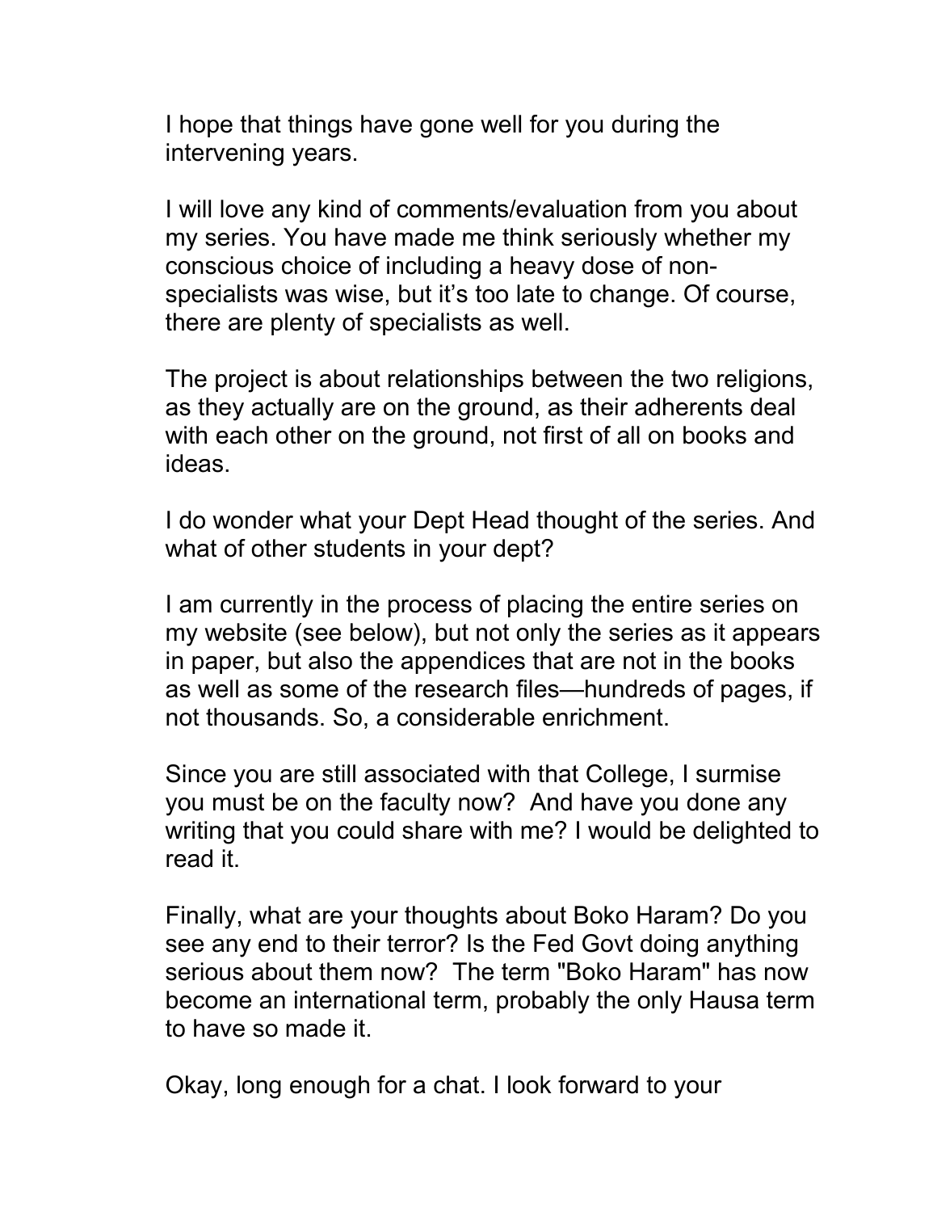I hope that things have gone well for you during the intervening years.

I will love any kind of comments/evaluation from you about my series. You have made me think seriously whether my conscious choice of including a heavy dose of non-specialists was wise, but it's too late to change. Of course, there are plenty of specialists as well.

The project is about relationships between the two religions, as they actually are on the ground, as their adherents deal with each other on the ground, not first of all on books and ideas.

I do wonder what your Dept Head thought of the series. And what of other students in your dept?

I am currently in the process of placing the entire series on my website (see below), but not only the series as it appears in paper, but also the appendices that are not in the books as well as some of the research files—hundreds of pages, if not thousands. So, a considerable enrichment.

Since you are still associated with that College, I surmise you must be on the faculty now? And have you done any writing that you could share with me? I would be delighted to read it.

Finally, what are your thoughts about Boko Haram? Do you see any end to their terror? Is the Fed Govt doing anything serious about them now? The term "Boko Haram" has now become an international term, probably the only Hausa term to have so made it.

Okay, long enough for a chat. I look forward to your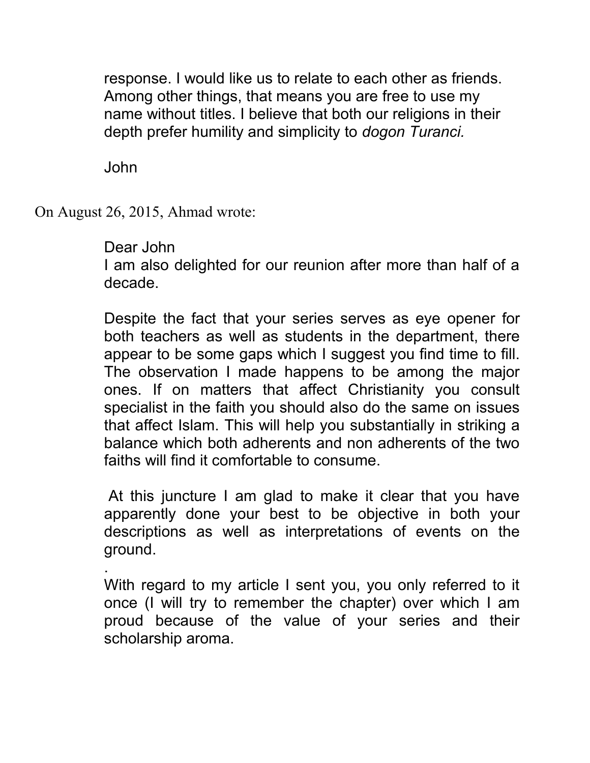response. I would like us to relate to each other as friends. Among other things, that means you are free to use my name without titles. I believe that both our religions in their depth prefer humility and simplicity to *dogon Turanci.*

John

On August 26, 2015, Ahmad wrote:

Dear John
I am also delighted for our reunion after more than half of a decade.

Despite the fact that your series serves as eye opener for both teachers as well as students in the department, there appear to be some gaps which I suggest you find time to fill. The observation I made happens to be among the major ones. If on matters that affect Christianity you consult specialist in the faith you should also do the same on issues that affect Islam. This will help you substantially in striking a balance which both adherents and non adherents of the two faiths will find it comfortable to consume.

At this juncture I am glad to make it clear that you have apparently done your best to be objective in both your descriptions as well as interpretations of events on the ground.

.
With regard to my article I sent you, you only referred to it once (I will try to remember the chapter) over which I am proud because of the value of your series and their scholarship aroma.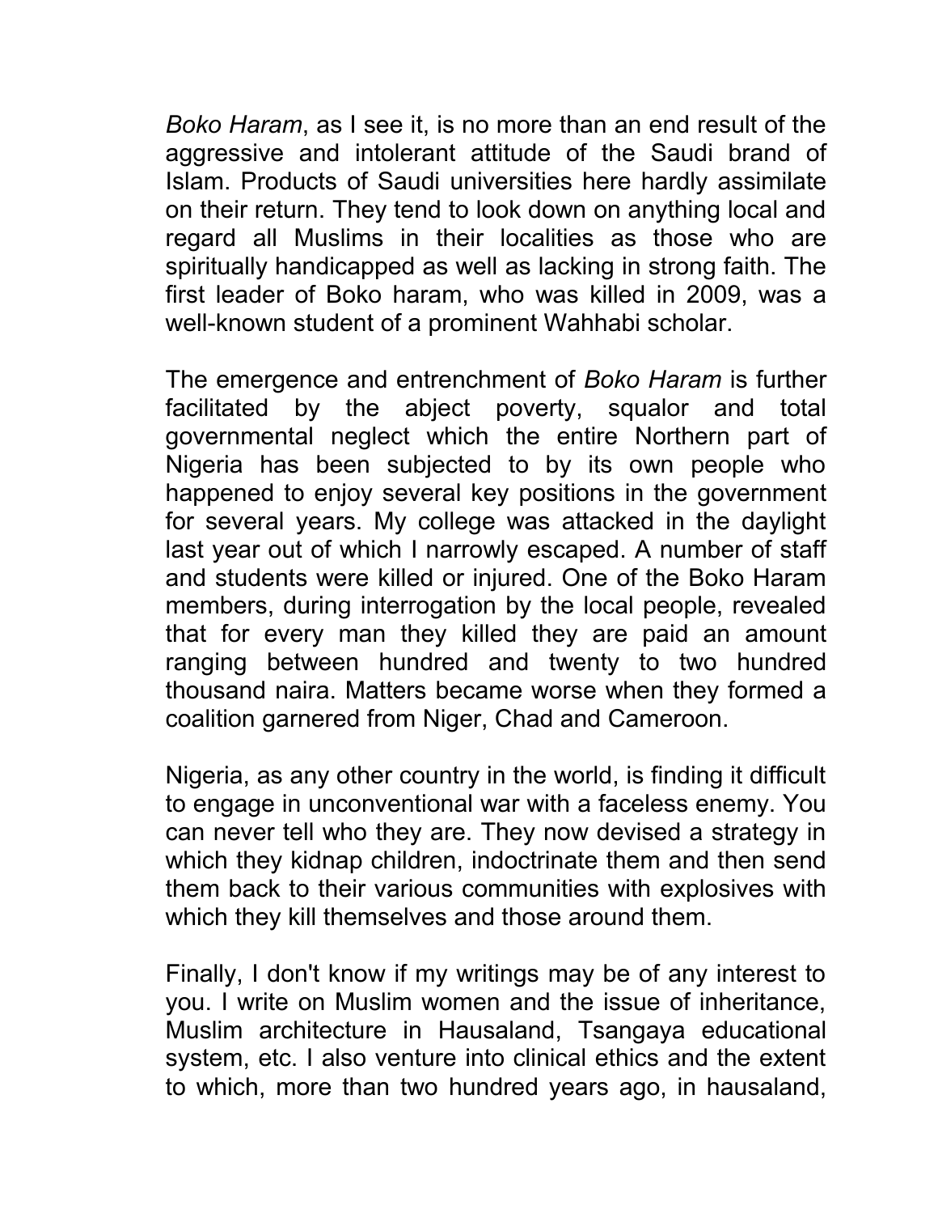*Boko Haram*, as I see it, is no more than an end result of the aggressive and intolerant attitude of the Saudi brand of Islam. Products of Saudi universities here hardly assimilate on their return. They tend to look down on anything local and regard all Muslims in their localities as those who are spiritually handicapped as well as lacking in strong faith. The first leader of Boko haram, who was killed in 2009, was a well-known student of a prominent Wahhabi scholar.

The emergence and entrenchment of *Boko Haram* is further facilitated by the abject poverty, squalor and total governmental neglect which the entire Northern part of Nigeria has been subjected to by its own people who happened to enjoy several key positions in the government for several years. My college was attacked in the daylight last year out of which I narrowly escaped. A number of staff and students were killed or injured. One of the Boko Haram members, during interrogation by the local people, revealed that for every man they killed they are paid an amount ranging between hundred and twenty to two hundred thousand naira. Matters became worse when they formed a coalition garnered from Niger, Chad and Cameroon.

Nigeria, as any other country in the world, is finding it difficult to engage in unconventional war with a faceless enemy. You can never tell who they are. They now devised a strategy in which they kidnap children, indoctrinate them and then send them back to their various communities with explosives with which they kill themselves and those around them.

Finally, I don't know if my writings may be of any interest to you. I write on Muslim women and the issue of inheritance, Muslim architecture in Hausaland, Tsangaya educational system, etc. I also venture into clinical ethics and the extent to which, more than two hundred years ago, in hausaland,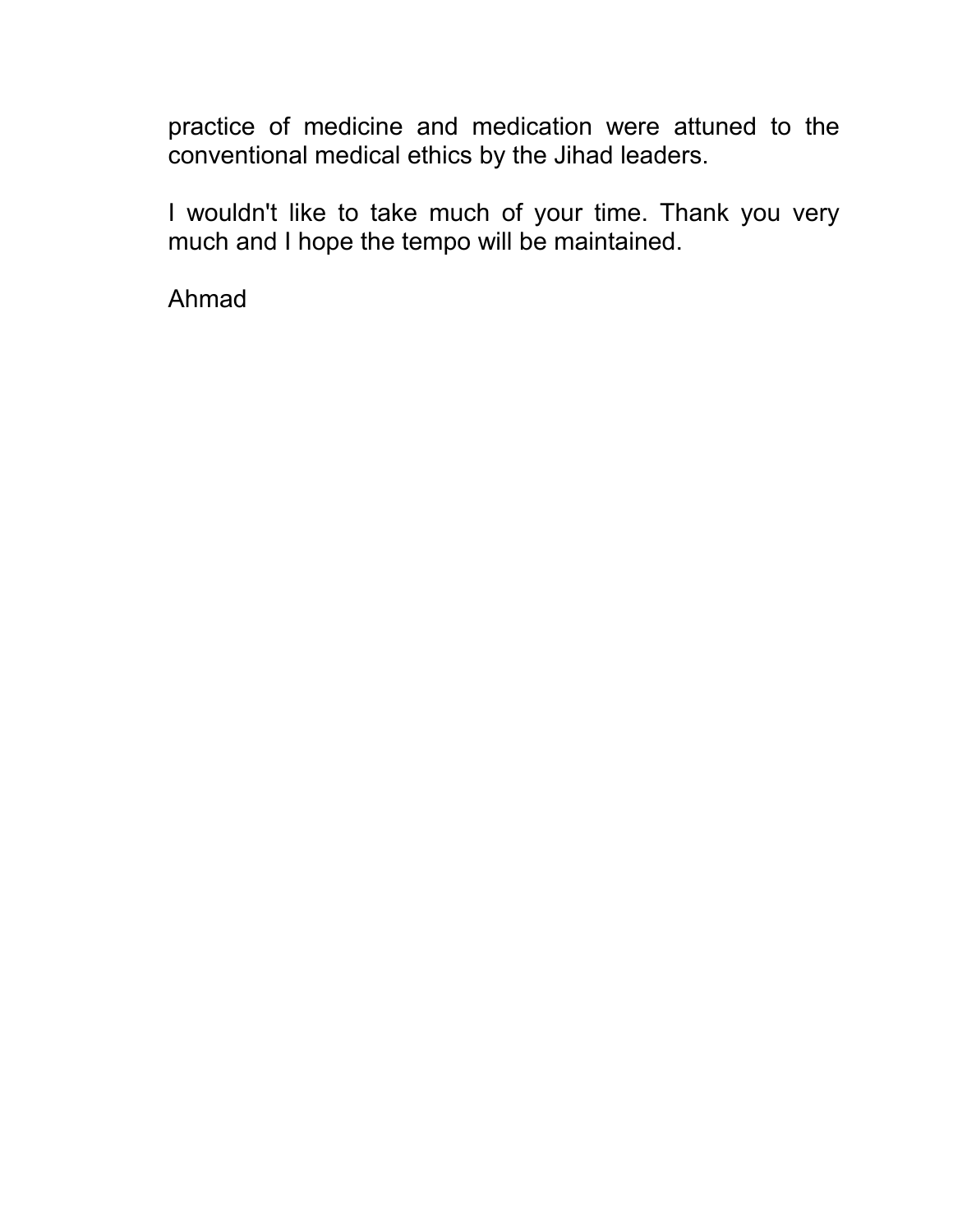practice of medicine and medication were attuned to the conventional medical ethics by the Jihad leaders.

I wouldn't like to take much of your time. Thank you very much and I hope the tempo will be maintained.

Ahmad